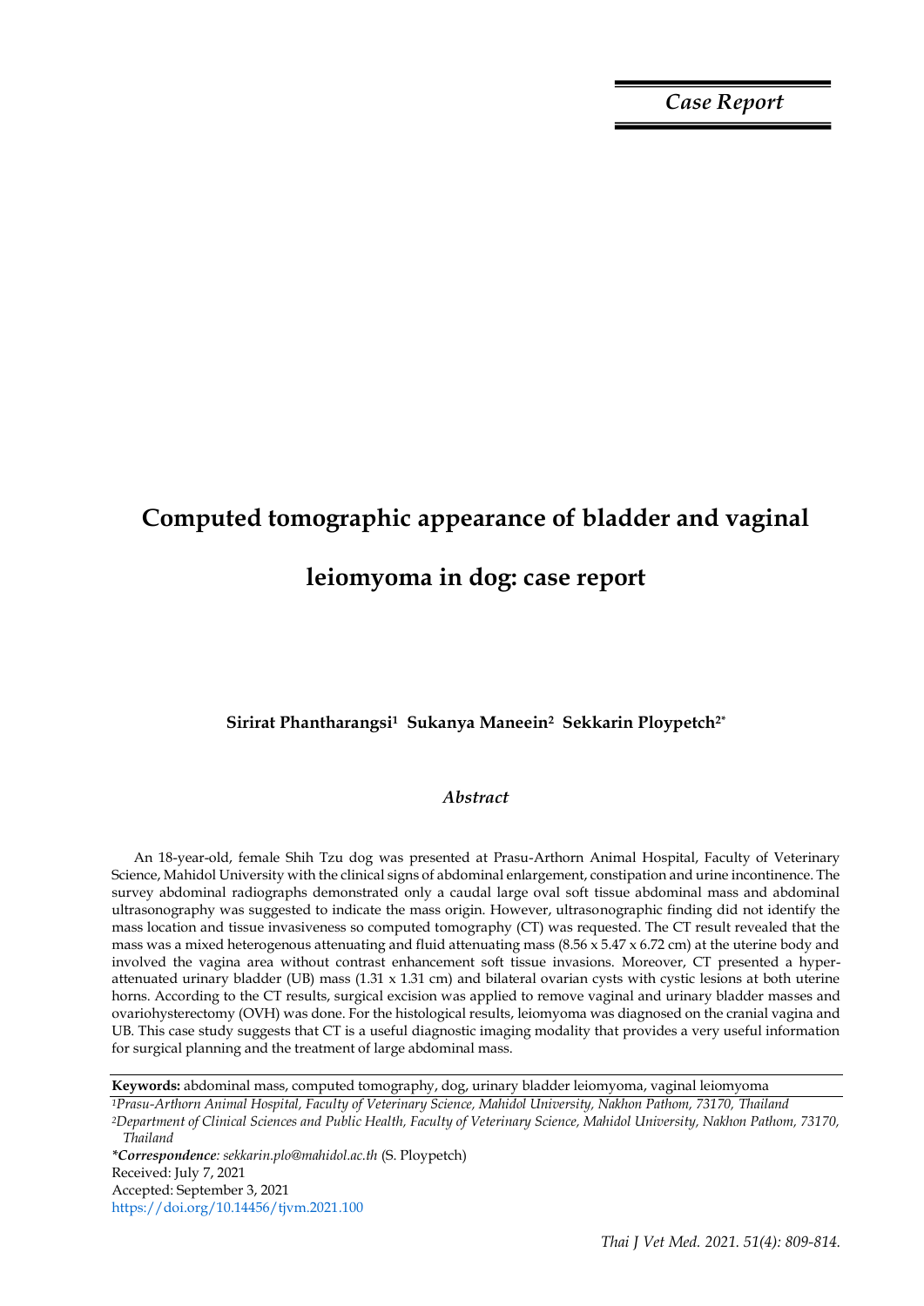*Case Report*

# Computed tomographic appearance of bladder and vaginal leiomyoma in dog: case report

**Sirirat Phantharangsi[1] Sukanya Maneein[2] Sekkarin Ploypetch[2*]**

### *Abstract*

An 18-year-old, female Shih Tzu dog was presented at Prasu-Arthorn Animal Hospital, Faculty of Veterinary Science, Mahidol University with the clinical signs of abdominal enlargement, constipation and urine incontinence. The survey abdominal radiographs demonstrated only a caudal large oval soft tissue abdominal mass and abdominal ultrasonography was suggested to indicate the mass origin. However, ultrasonographic finding did not identify the mass location and tissue invasiveness so computed tomography (CT) was requested. The CT result revealed that the mass was a mixed heterogenous attenuating and fluid attenuating mass (8.56 x 5.47 x 6.72 cm) at the uterine body and involved the vagina area without contrast enhancement soft tissue invasions. Moreover, CT presented a hyper-attenuated urinary bladder (UB) mass (1.31 x 1.31 cm) and bilateral ovarian cysts with cystic lesions at both uterine horns. According to the CT results, surgical excision was applied to remove vaginal and urinary bladder masses and ovariohysterectomy (OVH) was done. For the histological results, leiomyoma was diagnosed on the cranial vagina and UB. This case study suggests that CT is a useful diagnostic imaging modality that provides a very useful information for surgical planning and the treatment of large abdominal mass.

**Keywords:** abdominal mass, computed tomography, dog, urinary bladder leiomyoma, vaginal leiomyoma

[1]*Prasu-Arthorn Animal Hospital, Faculty of Veterinary Science, Mahidol University, Nakhon Pathom, 73170, Thailand*

[2]*Department of Clinical Sciences and Public Health, Faculty of Veterinary Science, Mahidol University, Nakhon Pathom, 73170, Thailand*

****Correspondence**: sekkarin.plo@mahidol.ac.th* (S. Ploypetch)

Received: July 7, 2021

Accepted: September 3, 2021

https://doi.org/10.14456/tjvm.2021.100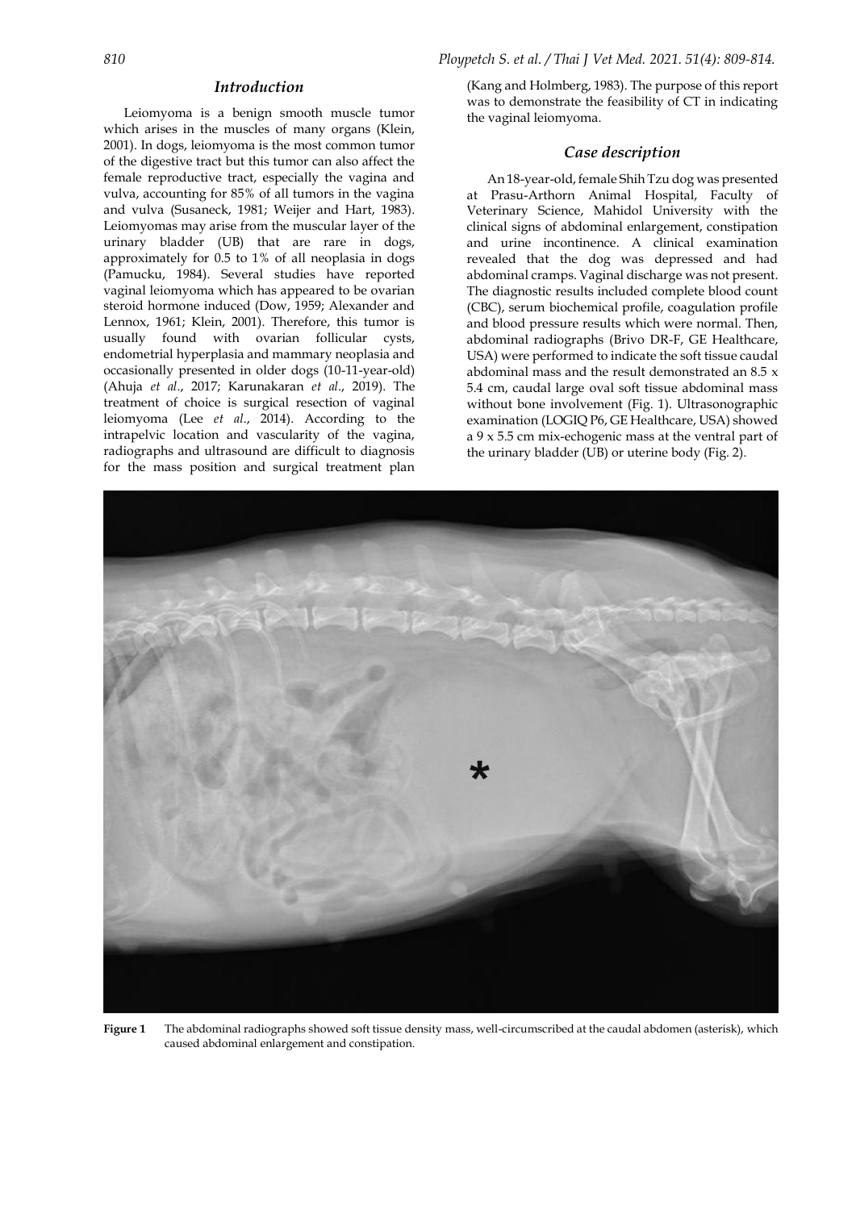## Introduction

Leiomyoma is a benign smooth muscle tumor which arises in the muscles of many organs (Klein, 2001). In dogs, leiomyoma is the most common tumor of the digestive tract but this tumor can also affect the female reproductive tract, especially the vagina and vulva, accounting for 85% of all tumors in the vagina and vulva (Susaneck, 1981; Weijer and Hart, 1983). Leiomyomas may arise from the muscular layer of the urinary bladder (UB) that are rare in dogs, approximately for 0.5 to 1% of all neoplasia in dogs (Pamucku, 1984). Several studies have reported vaginal leiomyoma which has appeared to be ovarian steroid hormone induced (Dow, 1959; Alexander and Lennox, 1961; Klein, 2001). Therefore, this tumor is usually found with ovarian follicular cysts, endometrial hyperplasia and mammary neoplasia and occasionally presented in older dogs (10-11-year-old) (Ahuja *et al*., 2017; Karunakaran *et al*., 2019). The treatment of choice is surgical resection of vaginal leiomyoma (Lee *et al*., 2014). According to the intrapelvic location and vascularity of the vagina, radiographs and ultrasound are difficult to diagnosis for the mass position and surgical treatment plan (Kang and Holmberg, 1983). The purpose of this report was to demonstrate the feasibility of CT in indicating the vaginal leiomyoma.

## Case description

An 18-year-old, female Shih Tzu dog was presented at Prasu-Arthorn Animal Hospital, Faculty of Veterinary Science, Mahidol University with the clinical signs of abdominal enlargement, constipation and urine incontinence. A clinical examination revealed that the dog was depressed and had abdominal cramps. Vaginal discharge was not present. The diagnostic results included complete blood count (CBC), serum biochemical profile, coagulation profile and blood pressure results which were normal. Then, abdominal radiographs (Brivo DR-F, GE Healthcare, USA) were performed to indicate the soft tissue caudal abdominal mass and the result demonstrated an 8.5 x 5.4 cm, caudal large oval soft tissue abdominal mass without bone involvement (Fig. 1). Ultrasonographic examination (LOGIQ P6, GE Healthcare, USA) showed a 9 x 5.5 cm mix-echogenic mass at the ventral part of the urinary bladder (UB) or uterine body (Fig. 2).

**Figure 1** The abdominal radiographs showed soft tissue density mass, well-circumscribed at the caudal abdomen (asterisk), which caused abdominal enlargement and constipation.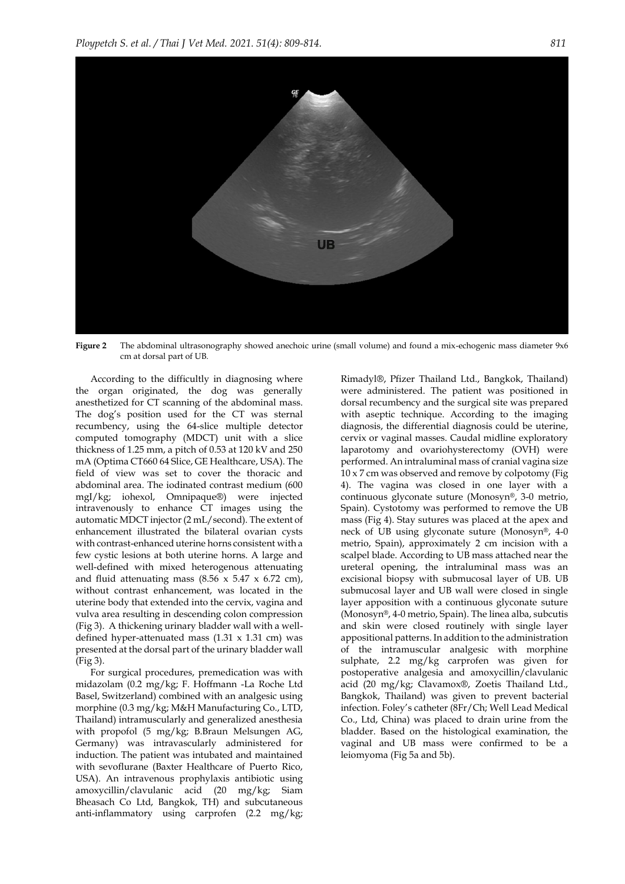**Figure 2** The abdominal ultrasonography showed anechoic urine (small volume) and found a mix-echogenic mass diameter 9x6 cm at dorsal part of UB.

According to the difficultly in diagnosing where the organ originated, the dog was generally anesthetized for CT scanning of the abdominal mass. The dog's position used for the CT was sternal recumbency, using the 64-slice multiple detector computed tomography (MDCT) unit with a slice thickness of 1.25 mm, a pitch of 0.53 at 120 kV and 250 mA (Optima CT660 64 Slice, GE Healthcare, USA). The field of view was set to cover the thoracic and abdominal area. The iodinated contrast medium (600 mgI/kg; iohexol, Omnipaque®) were injected intravenously to enhance CT images using the automatic MDCT injector (2 mL/second). The extent of enhancement illustrated the bilateral ovarian cysts with contrast-enhanced uterine horns consistent with a few cystic lesions at both uterine horns. A large and well-defined with mixed heterogenous attenuating and fluid attenuating mass (8.56 x 5.47 x 6.72 cm), without contrast enhancement, was located in the uterine body that extended into the cervix, vagina and vulva area resulting in descending colon compression (Fig 3). A thickening urinary bladder wall with a well-defined hyper-attenuated mass (1.31 x 1.31 cm) was presented at the dorsal part of the urinary bladder wall (Fig 3).

For surgical procedures, premedication was with midazolam (0.2 mg/kg; F. Hoffmann -La Roche Ltd Basel, Switzerland) combined with an analgesic using morphine (0.3 mg/kg; M&H Manufacturing Co., LTD, Thailand) intramuscularly and generalized anesthesia with propofol (5 mg/kg; B.Braun Melsungen AG, Germany) was intravascularly administered for induction. The patient was intubated and maintained with sevoflurane (Baxter Healthcare of Puerto Rico, USA). An intravenous prophylaxis antibiotic using amoxycillin/clavulanic acid (20 mg/kg; Siam Bheasach Co Ltd, Bangkok, TH) and subcutaneous anti-inflammatory using carprofen (2.2 mg/kg; Rimadyl®, Pfizer Thailand Ltd., Bangkok, Thailand) were administered. The patient was positioned in dorsal recumbency and the surgical site was prepared with aseptic technique. According to the imaging diagnosis, the differential diagnosis could be uterine, cervix or vaginal masses. Caudal midline exploratory laparotomy and ovariohysterectomy (OVH) were performed. An intraluminal mass of cranial vagina size 10 x 7 cm was observed and remove by colpotomy (Fig 4). The vagina was closed in one layer with a continuous glyconate suture (Monosyn®, 3-0 metrio, Spain). Cystotomy was performed to remove the UB mass (Fig 4). Stay sutures was placed at the apex and neck of UB using glyconate suture (Monosyn®, 4-0 metrio, Spain), approximately 2 cm incision with a scalpel blade. According to UB mass attached near the ureteral opening, the intraluminal mass was an excisional biopsy with submucosal layer of UB. UB submucosal layer and UB wall were closed in single layer apposition with a continuous glyconate suture (Monosyn®, 4-0 metrio, Spain). The linea alba, subcutis and skin were closed routinely with single layer appositional patterns. In addition to the administration of the intramuscular analgesic with morphine sulphate, 2.2 mg/kg carprofen was given for postoperative analgesia and amoxycillin/clavulanic acid (20 mg/kg; Clavamox®, Zoetis Thailand Ltd., Bangkok, Thailand) was given to prevent bacterial infection. Foley's catheter (8Fr/Ch; Well Lead Medical Co., Ltd, China) was placed to drain urine from the bladder. Based on the histological examination, the vaginal and UB mass were confirmed to be a leiomyoma (Fig 5a and 5b).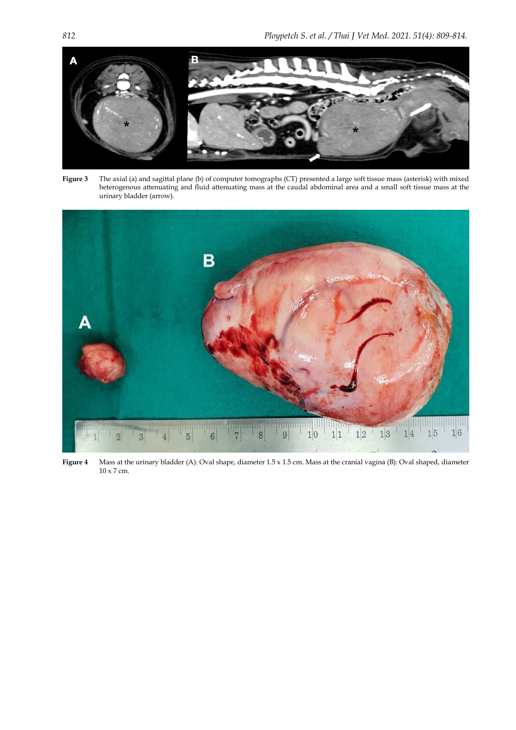**Figure 3** The axial (a) and sagittal plane (b) of computer tomographs (CT) presented a large soft tissue mass (asterisk) with mixed heterogenous attenuating and fluid attenuating mass at the caudal abdominal area and a small soft tissue mass at the urinary bladder (arrow).

**Figure 4** Mass at the urinary bladder (A): Oval shape, diameter 1.5 x 1.5 cm. Mass at the cranial vagina (B): Oval shaped, diameter 10 x 7 cm.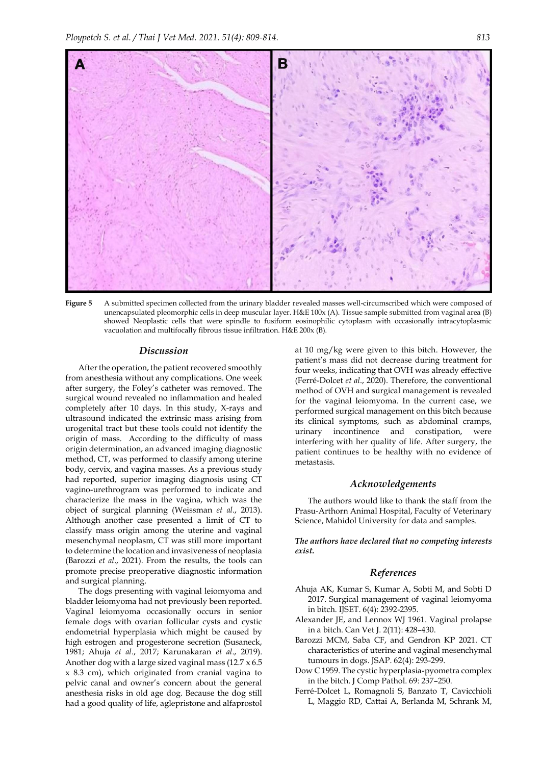**Figure 5** A submitted specimen collected from the urinary bladder revealed masses well-circumscribed which were composed of unencapsulated pleomorphic cells in deep muscular layer. H&E 100x (A). Tissue sample submitted from vaginal area (B) showed Neoplastic cells that were spindle to fusiform eosinophilic cytoplasm with occasionally intracytoplasmic vacuolation and multifocally fibrous tissue infiltration. H&E 200x (B).

## *Discussion*

After the operation, the patient recovered smoothly from anesthesia without any complications. One week after surgery, the Foley's catheter was removed. The surgical wound revealed no inflammation and healed completely after 10 days. In this study, X-rays and ultrasound indicated the extrinsic mass arising from urogenital tract but these tools could not identify the origin of mass. According to the difficulty of mass origin determination, an advanced imaging diagnostic method, CT, was performed to classify among uterine body, cervix, and vagina masses. As a previous study had reported, superior imaging diagnosis using CT vagino-urethrogram was performed to indicate and characterize the mass in the vagina, which was the object of surgical planning (Weissman *et al*., 2013). Although another case presented a limit of CT to classify mass origin among the uterine and vaginal mesenchymal neoplasm, CT was still more important to determine the location and invasiveness of neoplasia (Barozzi *et al*., 2021). From the results, the tools can promote precise preoperative diagnostic information and surgical planning.

The dogs presenting with vaginal leiomyoma and bladder leiomyoma had not previously been reported. Vaginal leiomyoma occasionally occurs in senior female dogs with ovarian follicular cysts and cystic endometrial hyperplasia which might be caused by high estrogen and progesterone secretion (Susaneck, 1981; Ahuja *et al*., 2017; Karunakaran *et al*., 2019). Another dog with a large sized vaginal mass (12.7 x 6.5 x 8.3 cm), which originated from cranial vagina to pelvic canal and owner's concern about the general anesthesia risks in old age dog. Because the dog still had a good quality of life, aglepristone and alfaprostol at 10 mg/kg were given to this bitch. However, the patient's mass did not decrease during treatment for four weeks, indicating that OVH was already effective (Ferré-Dolcet *et al*., 2020). Therefore, the conventional method of OVH and surgical management is revealed for the vaginal leiomyoma. In the current case, we performed surgical management on this bitch because its clinical symptoms, such as abdominal cramps, urinary incontinence and constipation, were interfering with her quality of life. After surgery, the patient continues to be healthy with no evidence of metastasis.

## *Acknowledgements*

The authors would like to thank the staff from the Prasu-Arthorn Animal Hospital, Faculty of Veterinary Science, Mahidol University for data and samples.

***The authors have declared that no competing interests exist.***

## *References*

Ahuja AK, Kumar S, Kumar A, Sobti M, and Sobti D 2017. Surgical management of vaginal leiomyoma in bitch. IJSET. 6(4): 2392-2395.

Alexander JE, and Lennox WJ 1961. Vaginal prolapse in a bitch. Can Vet J. 2(11): 428–430.

Barozzi MCM, Saba CF, and Gendron KP 2021. CT characteristics of uterine and vaginal mesenchymal tumours in dogs. JSAP. 62(4): 293-299.

Dow C 1959. The cystic hyperplasia-pyometra complex in the bitch. J Comp Pathol. 69: 237–250.

Ferré-Dolcet L, Romagnoli S, Banzato T, Cavicchioli L, Maggio RD, Cattai A, Berlanda M, Schrank M,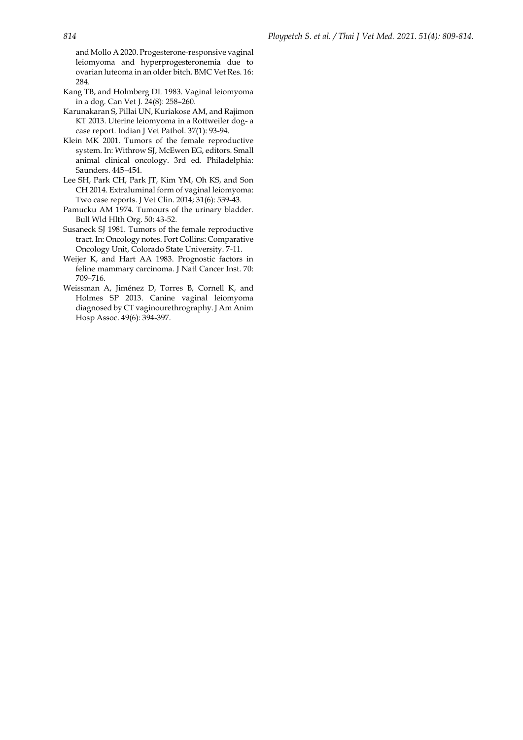and Mollo A 2020. Progesterone-responsive vaginal leiomyoma and hyperprogesteronemia due to ovarian luteoma in an older bitch. BMC Vet Res. 16: 284.

Kang TB, and Holmberg DL 1983. Vaginal leiomyoma in a dog. Can Vet J. 24(8): 258–260.

Karunakaran S, Pillai UN, Kuriakose AM, and Rajimon KT 2013. Uterine leiomyoma in a Rottweiler dog- a case report. Indian J Vet Pathol. 37(1): 93-94.

Klein MK 2001. Tumors of the female reproductive system. In: Withrow SJ, McEwen EG, editors. Small animal clinical oncology. 3rd ed. Philadelphia: Saunders. 445–454.

Lee SH, Park CH, Park JT, Kim YM, Oh KS, and Son CH 2014. Extraluminal form of vaginal leiomyoma: Two case reports. J Vet Clin. 2014; 31(6): 539-43.

Pamucku AM 1974. Tumours of the urinary bladder. Bull Wld Hlth Org. 50: 43-52.

Susaneck SJ 1981. Tumors of the female reproductive tract. In: Oncology notes. Fort Collins: Comparative Oncology Unit, Colorado State University. 7-11.

Weijer K, and Hart AA 1983. Prognostic factors in feline mammary carcinoma. J Natl Cancer Inst. 70: 709–716.

Weissman A, Jiménez D, Torres B, Cornell K, and Holmes SP 2013. Canine vaginal leiomyoma diagnosed by CT vaginourethrography. J Am Anim Hosp Assoc. 49(6): 394-397.